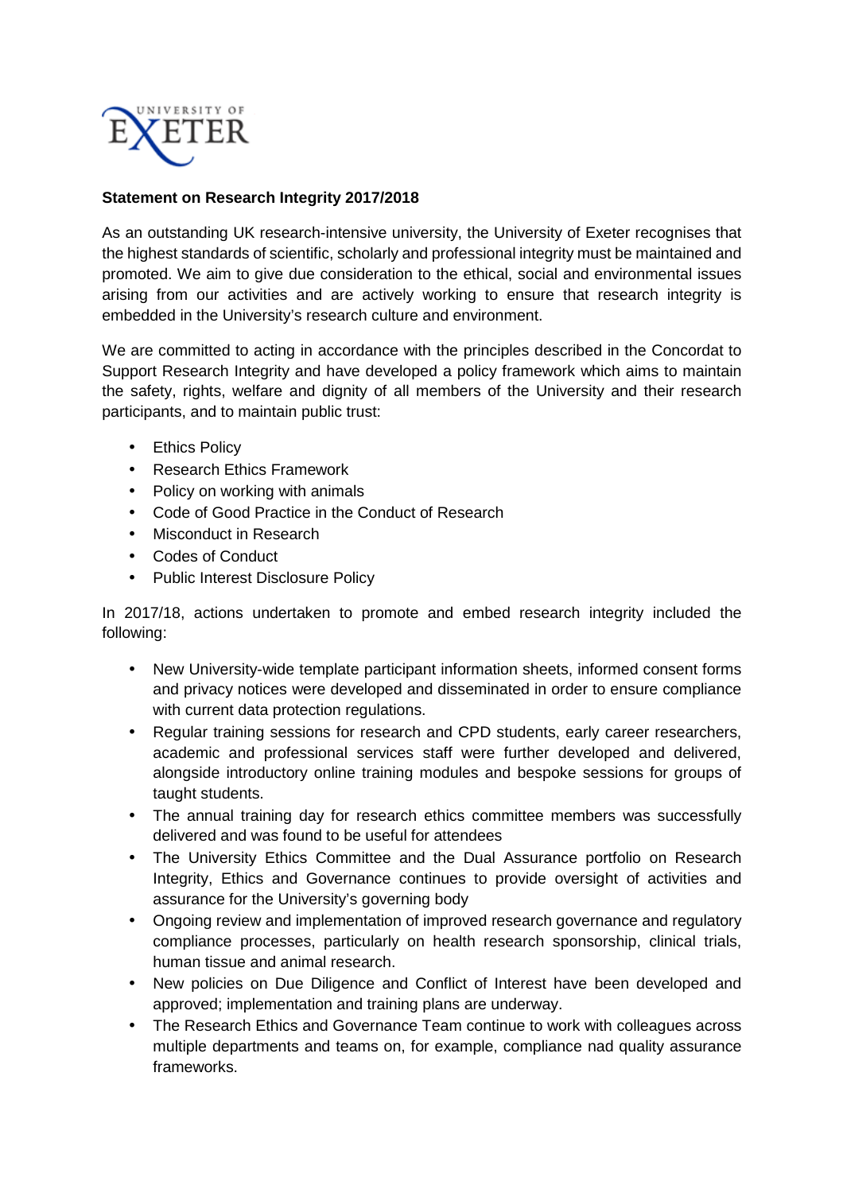**Statement on Research Integrity 2017/2018**

As an outstanding UK research-intensive university, the University of Exeter recognises that the highest standards of scientific, scholarly and professional integrity must be maintained and promoted. We aim to give due consideration to the ethical, social and environmental issues arising from our activities and are actively working to ensure that research integrity is embedded in the University's research culture and environment.

We are committed to acting in accordance with the principles described in the Concordat to Support Research Integrity and have developed a policy framework which aims to maintain the safety, rights, welfare and dignity of all members of the University and their research participants, and to maintain public trust:

- Ethics Policy
- Research Ethics Framework
- Policy on working with animals
- Code of Good Practice in the Conduct of Research
- Misconduct in Research
- Codes of Conduct
- Public Interest Disclosure Policy

In 2017/18, actions undertaken to promote and embed research integrity included the following:

- New University-wide template participant information sheets, informed consent forms and privacy notices were developed and disseminated in order to ensure compliance with current data protection regulations.
- Regular training sessions for research and CPD students, early career researchers, academic and professional services staff were further developed and delivered, alongside introductory online training modules and bespoke sessions for groups of taught students.
- The annual training day for research ethics committee members was successfully delivered and was found to be useful for attendees
- The University Ethics Committee and the Dual Assurance portfolio on Research Integrity, Ethics and Governance continues to provide oversight of activities and assurance for the University's governing body
- Ongoing review and implementation of improved research governance and regulatory compliance processes, particularly on health research sponsorship, clinical trials, human tissue and animal research.
- New policies on Due Diligence and Conflict of Interest have been developed and approved; implementation and training plans are underway.
- The Research Ethics and Governance Team continue to work with colleagues across multiple departments and teams on, for example, compliance nad quality assurance frameworks.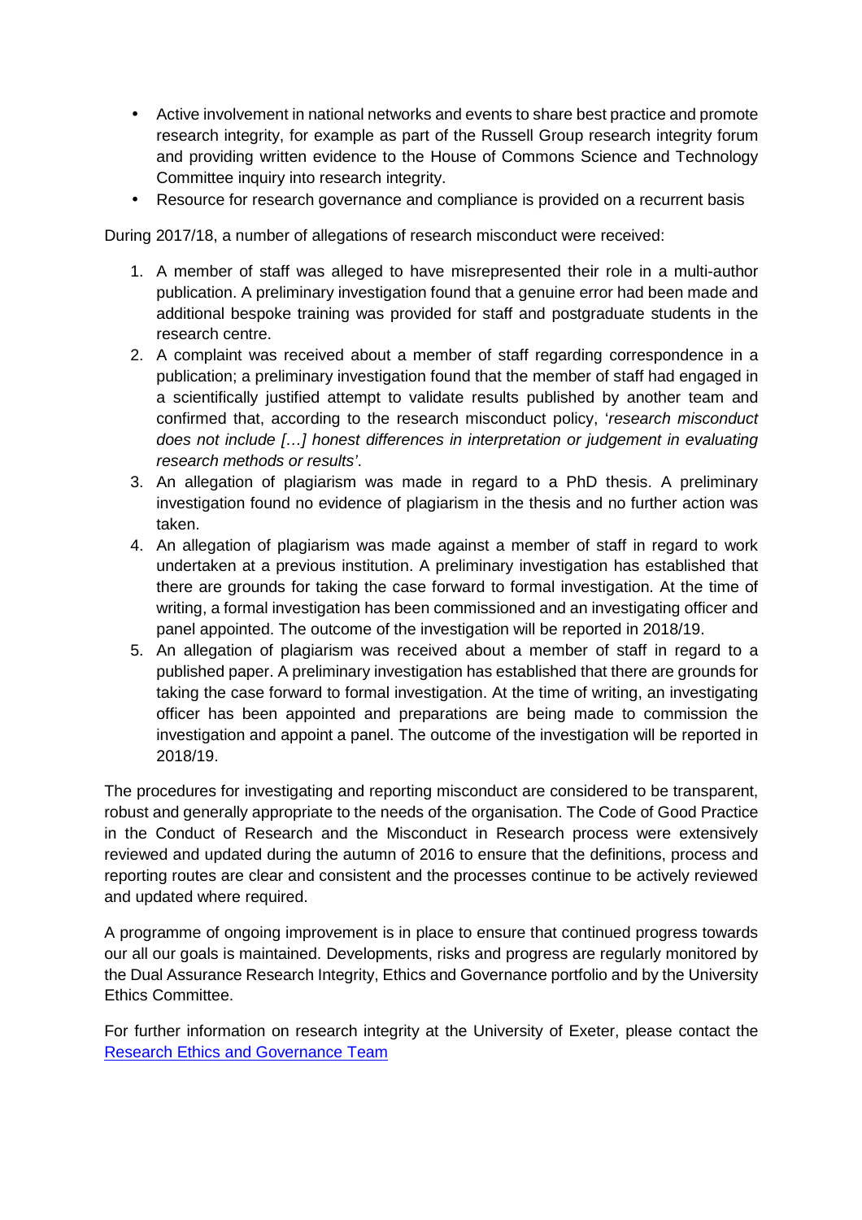- Active involvement in national networks and events to share best practice and promote research integrity, for example as part of the Russell Group research integrity forum and providing written evidence to the House of Commons Science and Technology Committee inquiry into research integrity.
- Resource for research governance and compliance is provided on a recurrent basis

During 2017/18, a number of allegations of research misconduct were received:

1. A member of staff was alleged to have misrepresented their role in a multi-author publication. A preliminary investigation found that a genuine error had been made and additional bespoke training was provided for staff and postgraduate students in the research centre.
2. A complaint was received about a member of staff regarding correspondence in a publication; a preliminary investigation found that the member of staff had engaged in a scientifically justified attempt to validate results published by another team and confirmed that, according to the research misconduct policy, '*research misconduct does not include […] honest differences in interpretation or judgement in evaluating research methods or results'*.
3. An allegation of plagiarism was made in regard to a PhD thesis. A preliminary investigation found no evidence of plagiarism in the thesis and no further action was taken.
4. An allegation of plagiarism was made against a member of staff in regard to work undertaken at a previous institution. A preliminary investigation has established that there are grounds for taking the case forward to formal investigation. At the time of writing, a formal investigation has been commissioned and an investigating officer and panel appointed. The outcome of the investigation will be reported in 2018/19.
5. An allegation of plagiarism was received about a member of staff in regard to a published paper. A preliminary investigation has established that there are grounds for taking the case forward to formal investigation. At the time of writing, an investigating officer has been appointed and preparations are being made to commission the investigation and appoint a panel. The outcome of the investigation will be reported in 2018/19.

The procedures for investigating and reporting misconduct are considered to be transparent, robust and generally appropriate to the needs of the organisation. The Code of Good Practice in the Conduct of Research and the Misconduct in Research process were extensively reviewed and updated during the autumn of 2016 to ensure that the definitions, process and reporting routes are clear and consistent and the processes continue to be actively reviewed and updated where required.

A programme of ongoing improvement is in place to ensure that continued progress towards our all our goals is maintained. Developments, risks and progress are regularly monitored by the Dual Assurance Research Integrity, Ethics and Governance portfolio and by the University Ethics Committee.

For further information on research integrity at the University of Exeter, please contact the Research Ethics and Governance Team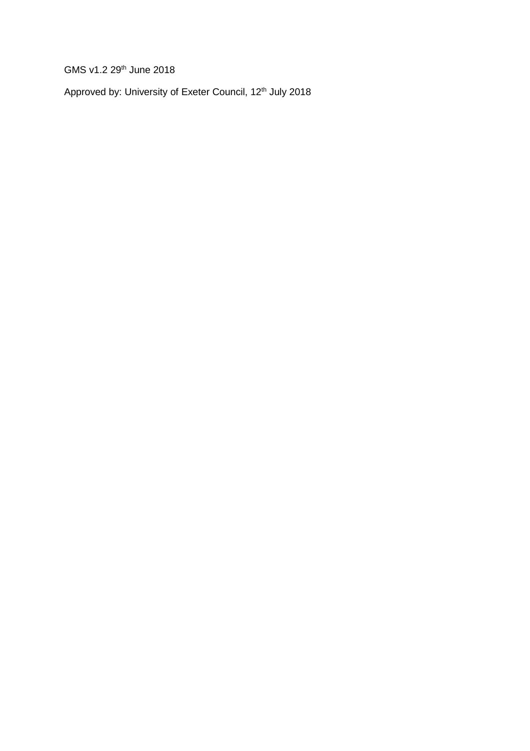GMS v1.2 29th June 2018

Approved by: University of Exeter Council, 12th July 2018